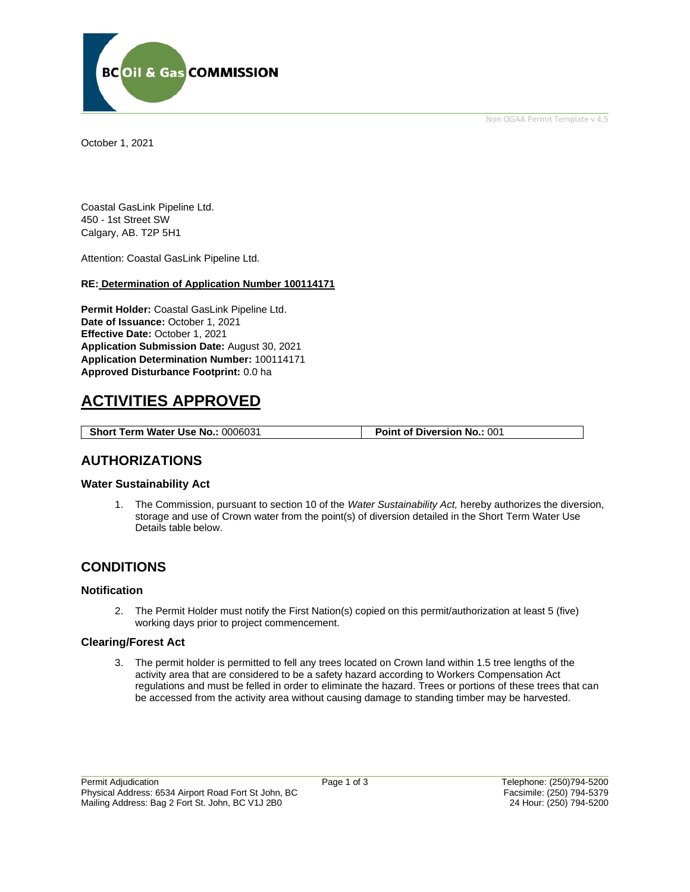October 1, 2021

Coastal GasLink Pipeline Ltd.
450 - 1st Street SW
Calgary, AB. T2P 5H1

Attention: Coastal GasLink Pipeline Ltd.

**RE: Determination of Application Number 100114171**

**Permit Holder:** Coastal GasLink Pipeline Ltd.
**Date of Issuance:** October 1, 2021
**Effective Date:** October 1, 2021
**Application Submission Date:** August 30, 2021
**Application Determination Number:** 100114171
**Approved Disturbance Footprint:** 0.0 ha

# ACTIVITIES APPROVED

| **Short Term Water Use No.:** 0006031 | **Point of Diversion No.:** 001 |
|---|---|

## AUTHORIZATIONS

### Water Sustainability Act

1. The Commission, pursuant to section 10 of the *Water Sustainability Act,* hereby authorizes the diversion, storage and use of Crown water from the point(s) of diversion detailed in the Short Term Water Use Details table below.

## CONDITIONS

### Notification

2. The Permit Holder must notify the First Nation(s) copied on this permit/authorization at least 5 (five) working days prior to project commencement.

### Clearing/Forest Act

3. The permit holder is permitted to fell any trees located on Crown land within 1.5 tree lengths of the activity area that are considered to be a safety hazard according to Workers Compensation Act regulations and must be felled in order to eliminate the hazard. Trees or portions of these trees that can be accessed from the activity area without causing damage to standing timber may be harvested.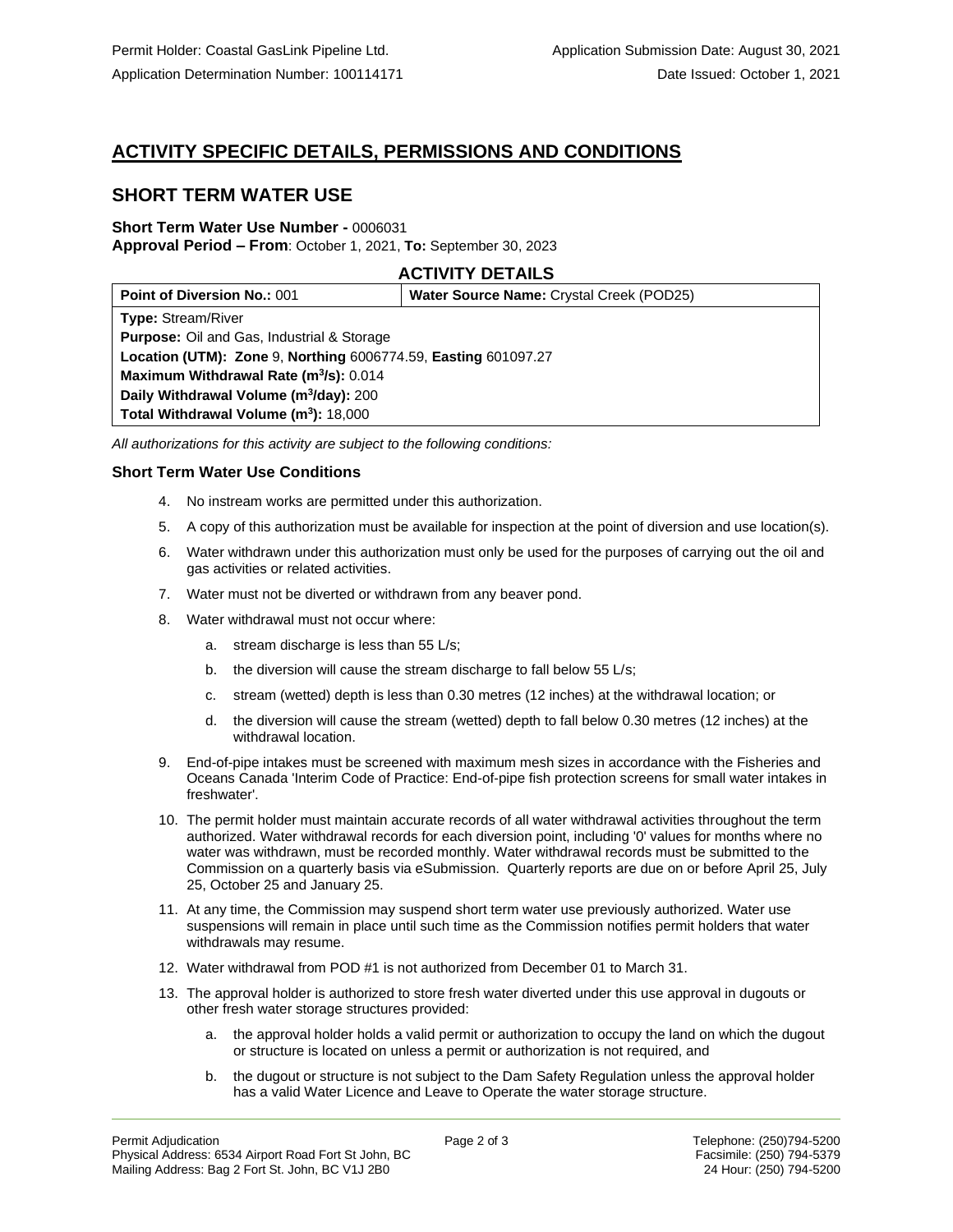Permit Holder: Coastal GasLink Pipeline Ltd.

Application Determination Number: 100114171

Application Submission Date: August 30, 2021

Date Issued: October 1, 2021

# ACTIVITY SPECIFIC DETAILS, PERMISSIONS AND CONDITIONS

## SHORT TERM WATER USE

**Short Term Water Use Number -** 0006031
**Approval Period – From**: October 1, 2021, **To:** September 30, 2023

### ACTIVITY DETAILS

| **Point of Diversion No.:** 001 | **Water Source Name:** Crystal Creek (POD25) |
|---|---|
| **Type:** Stream/River | |
| **Purpose:** Oil and Gas, Industrial & Storage | |
| **Location (UTM): Zone** 9, **Northing** 6006774.59, **Easting** 601097.27 | |
| **Maximum Withdrawal Rate ($m^3/s$):** 0.014 | |
| **Daily Withdrawal Volume ($m^3/day$):** 200 | |
| **Total Withdrawal Volume ($m^3$):** 18,000 | |

*All authorizations for this activity are subject to the following conditions:*

### Short Term Water Use Conditions

4. No instream works are permitted under this authorization.
5. A copy of this authorization must be available for inspection at the point of diversion and use location(s).
6. Water withdrawn under this authorization must only be used for the purposes of carrying out the oil and gas activities or related activities.
7. Water must not be diverted or withdrawn from any beaver pond.
8. Water withdrawal must not occur where:
   a. stream discharge is less than 55 L/s;
   b. the diversion will cause the stream discharge to fall below 55 L/s;
   c. stream (wetted) depth is less than 0.30 metres (12 inches) at the withdrawal location; or
   d. the diversion will cause the stream (wetted) depth to fall below 0.30 metres (12 inches) at the withdrawal location.
9. End-of-pipe intakes must be screened with maximum mesh sizes in accordance with the Fisheries and Oceans Canada 'Interim Code of Practice: End-of-pipe fish protection screens for small water intakes in freshwater'.
10. The permit holder must maintain accurate records of all water withdrawal activities throughout the term authorized. Water withdrawal records for each diversion point, including '0' values for months where no water was withdrawn, must be recorded monthly. Water withdrawal records must be submitted to the Commission on a quarterly basis via eSubmission. Quarterly reports are due on or before April 25, July 25, October 25 and January 25.
11. At any time, the Commission may suspend short term water use previously authorized. Water use suspensions will remain in place until such time as the Commission notifies permit holders that water withdrawals may resume.
12. Water withdrawal from POD #1 is not authorized from December 01 to March 31.
13. The approval holder is authorized to store fresh water diverted under this use approval in dugouts or other fresh water storage structures provided:
    a. the approval holder holds a valid permit or authorization to occupy the land on which the dugout or structure is located on unless a permit or authorization is not required, and
    b. the dugout or structure is not subject to the Dam Safety Regulation unless the approval holder has a valid Water Licence and Leave to Operate the water storage structure.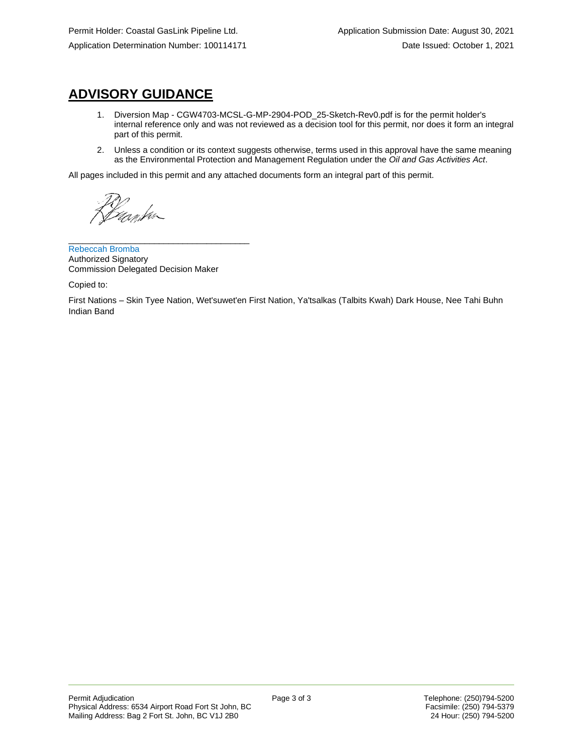## ADVISORY GUIDANCE

1. Diversion Map - CGW4703-MCSL-G-MP-2904-POD_25-Sketch-Rev0.pdf is for the permit holder's internal reference only and was not reviewed as a decision tool for this permit, nor does it form an integral part of this permit.
2. Unless a condition or its context suggests otherwise, terms used in this approval have the same meaning as the Environmental Protection and Management Regulation under the *Oil and Gas Activities Act*.

All pages included in this permit and any attached documents form an integral part of this permit.

\_\_\_\_\_\_\_\_\_\_\_\_\_\_\_\_\_\_\_\_\_\_\_\_\_\_\_\_\_\_\_\_\_\_\_\_\_\_

Rebeccah Bromba
Authorized Signatory
Commission Delegated Decision Maker

Copied to:

First Nations – Skin Tyee Nation, Wet'suwet'en First Nation, Ya'tsalkas (Talbits Kwah) Dark House, Nee Tahi Buhn Indian Band